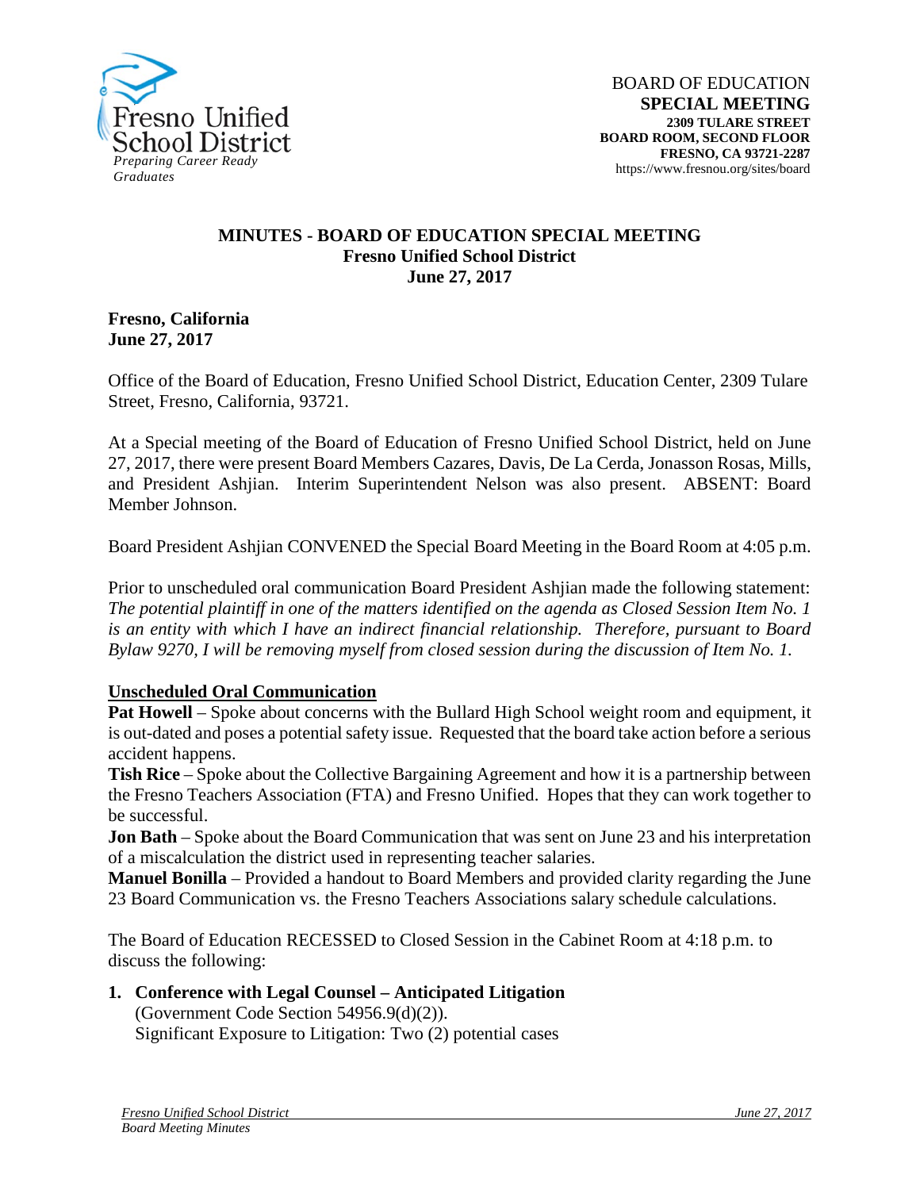Fresno Unified School District
*Preparing Career Ready Graduates*

BOARD OF EDUCATION
**SPECIAL MEETING**
**2309 TULARE STREET**
**BOARD ROOM, SECOND FLOOR**
**FRESNO, CA 93721-2287**
https://www.fresnou.org/sites/board

**MINUTES - BOARD OF EDUCATION SPECIAL MEETING**
**Fresno Unified School District**
**June 27, 2017**

**Fresno, California**
**June 27, 2017**

Office of the Board of Education, Fresno Unified School District, Education Center, 2309 Tulare Street, Fresno, California, 93721.

At a Special meeting of the Board of Education of Fresno Unified School District, held on June 27, 2017, there were present Board Members Cazares, Davis, De La Cerda, Jonasson Rosas, Mills, and President Ashjian. Interim Superintendent Nelson was also present. ABSENT: Board Member Johnson.

Board President Ashjian CONVENED the Special Board Meeting in the Board Room at 4:05 p.m.

Prior to unscheduled oral communication Board President Ashjian made the following statement: *The potential plaintiff in one of the matters identified on the agenda as Closed Session Item No. 1 is an entity with which I have an indirect financial relationship. Therefore, pursuant to Board Bylaw 9270, I will be removing myself from closed session during the discussion of Item No. 1.*

**Unscheduled Oral Communication**

**Pat Howell** – Spoke about concerns with the Bullard High School weight room and equipment, it is out-dated and poses a potential safety issue. Requested that the board take action before a serious accident happens.
**Tish Rice** – Spoke about the Collective Bargaining Agreement and how it is a partnership between the Fresno Teachers Association (FTA) and Fresno Unified. Hopes that they can work together to be successful.
**Jon Bath** – Spoke about the Board Communication that was sent on June 23 and his interpretation of a miscalculation the district used in representing teacher salaries.
**Manuel Bonilla** – Provided a handout to Board Members and provided clarity regarding the June 23 Board Communication vs. the Fresno Teachers Associations salary schedule calculations.

The Board of Education RECESSED to Closed Session in the Cabinet Room at 4:18 p.m. to discuss the following:

1. **Conference with Legal Counsel – Anticipated Litigation**
   (Government Code Section 54956.9(d)(2)).
   Significant Exposure to Litigation: Two (2) potential cases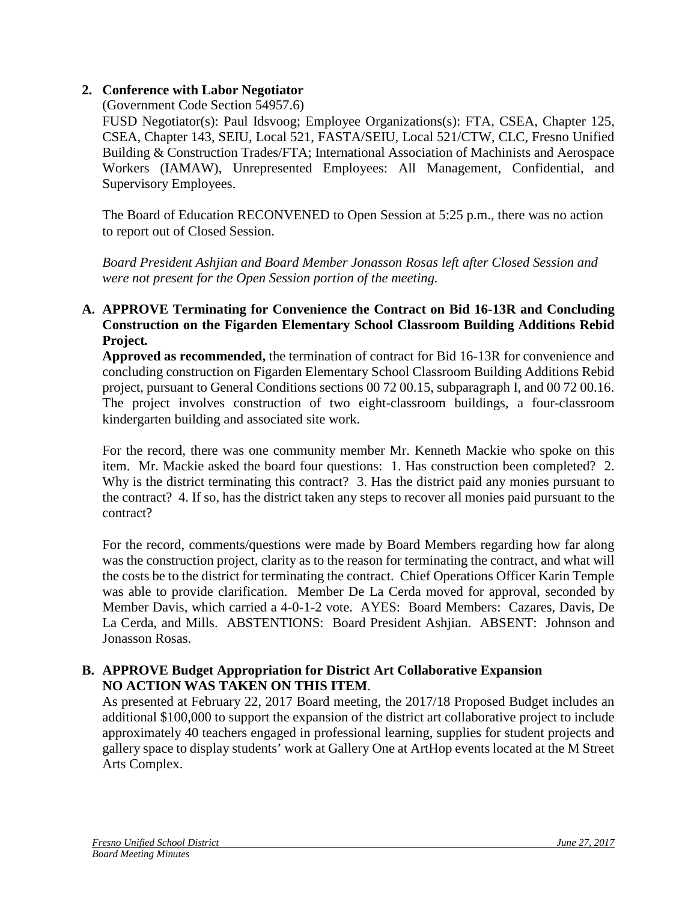**2. Conference with Labor Negotiator**

(Government Code Section 54957.6)

FUSD Negotiator(s): Paul Idsvoog; Employee Organizations(s): FTA, CSEA, Chapter 125, CSEA, Chapter 143, SEIU, Local 521, FASTA/SEIU, Local 521/CTW, CLC, Fresno Unified Building & Construction Trades/FTA; International Association of Machinists and Aerospace Workers (IAMAW), Unrepresented Employees: All Management, Confidential, and Supervisory Employees.

The Board of Education RECONVENED to Open Session at 5:25 p.m., there was no action to report out of Closed Session.

*Board President Ashjian and Board Member Jonasson Rosas left after Closed Session and were not present for the Open Session portion of the meeting.*

**A. APPROVE Terminating for Convenience the Contract on Bid 16-13R and Concluding Construction on the Figarden Elementary School Classroom Building Additions Rebid Project.**

**Approved as recommended,** the termination of contract for Bid 16-13R for convenience and concluding construction on Figarden Elementary School Classroom Building Additions Rebid project, pursuant to General Conditions sections 00 72 00.15, subparagraph I, and 00 72 00.16. The project involves construction of two eight-classroom buildings, a four-classroom kindergarten building and associated site work.

For the record, there was one community member Mr. Kenneth Mackie who spoke on this item. Mr. Mackie asked the board four questions: 1. Has construction been completed? 2. Why is the district terminating this contract? 3. Has the district paid any monies pursuant to the contract? 4. If so, has the district taken any steps to recover all monies paid pursuant to the contract?

For the record, comments/questions were made by Board Members regarding how far along was the construction project, clarity as to the reason for terminating the contract, and what will the costs be to the district for terminating the contract. Chief Operations Officer Karin Temple was able to provide clarification. Member De La Cerda moved for approval, seconded by Member Davis, which carried a 4-0-1-2 vote. AYES: Board Members: Cazares, Davis, De La Cerda, and Mills. ABSTENTIONS: Board President Ashjian. ABSENT: Johnson and Jonasson Rosas.

**B. APPROVE Budget Appropriation for District Art Collaborative Expansion NO ACTION WAS TAKEN ON THIS ITEM**.

As presented at February 22, 2017 Board meeting, the 2017/18 Proposed Budget includes an additional $100,000 to support the expansion of the district art collaborative project to include approximately 40 teachers engaged in professional learning, supplies for student projects and gallery space to display students' work at Gallery One at ArtHop events located at the M Street Arts Complex.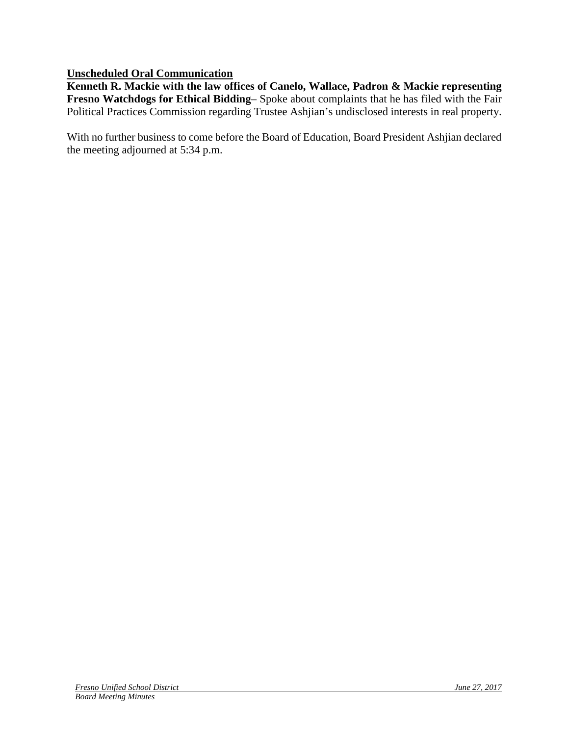**Unscheduled Oral Communication**

**Kenneth R. Mackie with the law offices of Canelo, Wallace, Padron & Mackie representing Fresno Watchdogs for Ethical Bidding**– Spoke about complaints that he has filed with the Fair Political Practices Commission regarding Trustee Ashjian's undisclosed interests in real property.

With no further business to come before the Board of Education, Board President Ashjian declared the meeting adjourned at 5:34 p.m.